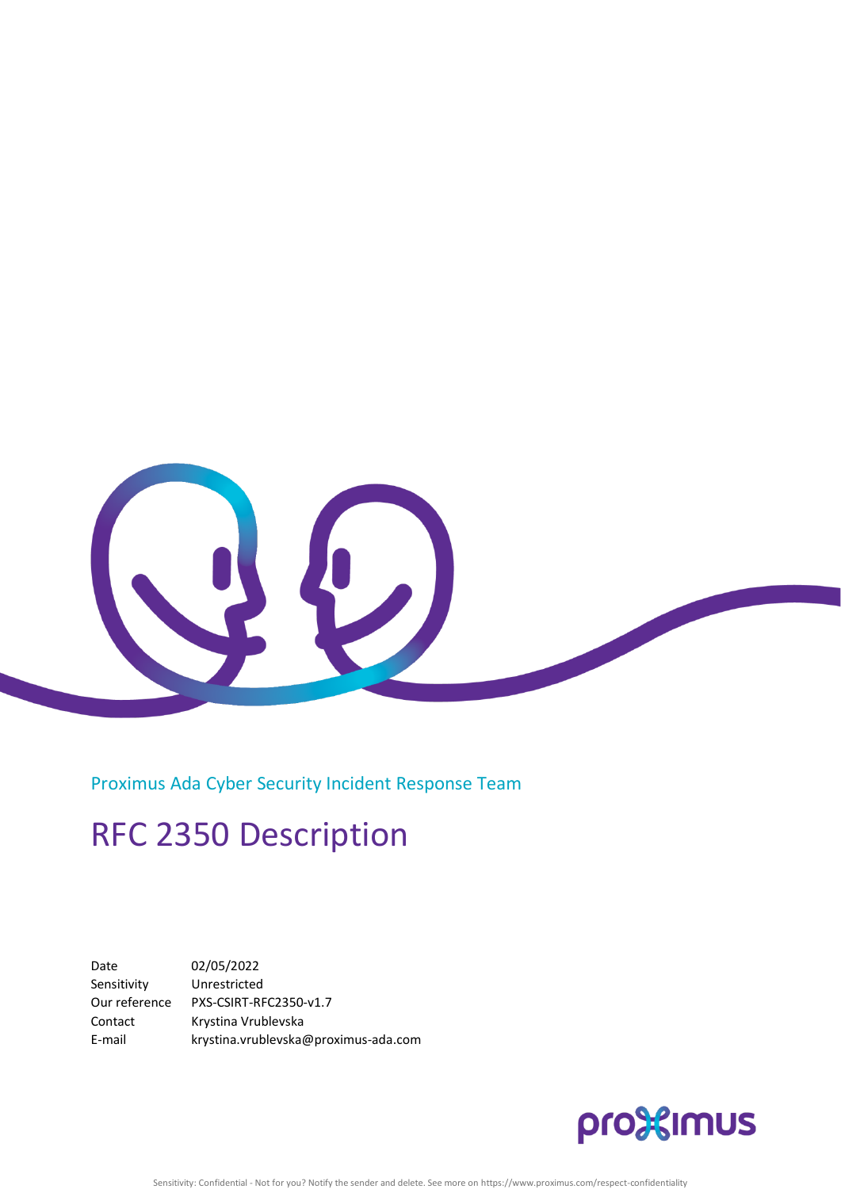Proximus Ada Cyber Security Incident Response Team

# RFC 2350 Description

| | |
|---|---|
| Date | 02/05/2022 |
| Sensitivity | Unrestricted |
| Our reference | PXS-CSIRT-RFC2350-v1.7 |
| Contact | Krystina Vrublevska |
| E-mail | krystina.vrublevska@proximus-ada.com |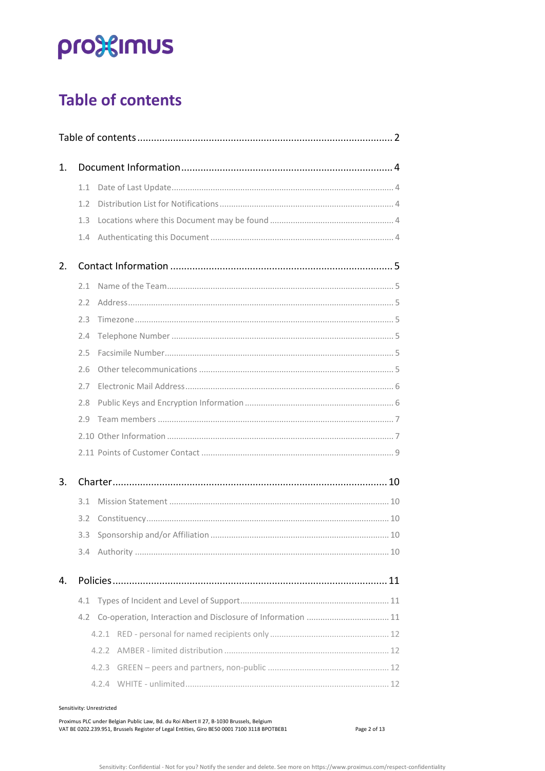# Table of contents

Table of contents ........................................................................................ 2

1. Document Information ........................................................................ 4
   - 1.1 Date of Last Update ........................................................................ 4
   - 1.2 Distribution List for Notifications ........................................................ 4
   - 1.3 Locations where this Document may be found ............................................ 4
   - 1.4 Authenticating this Document ............................................................. 4

2. Contact Information ............................................................................ 5
   - 2.1 Name of the Team .............................................................................. 5
   - 2.2 Address ........................................................................................ 5
   - 2.3 Timezone ....................................................................................... 5
   - 2.4 Telephone Number ............................................................................ 5
   - 2.5 Facsimile Number ............................................................................. 5
   - 2.6 Other telecommunications .................................................................. 5
   - 2.7 Electronic Mail Address ..................................................................... 6
   - 2.8 Public Keys and Encryption Information ................................................. 6
   - 2.9 Team members ................................................................................ 7
   - 2.10 Other Information ............................................................................ 7
   - 2.11 Points of Customer Contact ............................................................... 9

3. Charter ............................................................................................ 10
   - 3.1 Mission Statement ........................................................................... 10
   - 3.2 Constituency .................................................................................. 10
   - 3.3 Sponsorship and/or Affiliation ............................................................ 10
   - 3.4 Authority ....................................................................................... 10

4. Policies ........................................................................................... 11
   - 4.1 Types of Incident and Level of Support .................................................. 11
   - 4.2 Co-operation, Interaction and Disclosure of Information ............................ 11
     - 4.2.1 RED - personal for named recipients only .......................................... 12
     - 4.2.2 AMBER - limited distribution ........................................................ 12
     - 4.2.3 GREEN – peers and partners, non-public ........................................... 12
     - 4.2.4 WHITE - unlimited ....................................................................... 12

Sensitivity: Unrestricted

Proximus PLC under Belgian Public Law, Bd. du Roi Albert II 27, B-1030 Brussels, Belgium
VAT BE 0202.239.951, Brussels Register of Legal Entities, Giro BE50 0001 7100 3118 BPOTBEB1

Sensitivity: Confidential - Not for you? Notify the sender and delete. See more on https://www.proximus.com/respect-confidentiality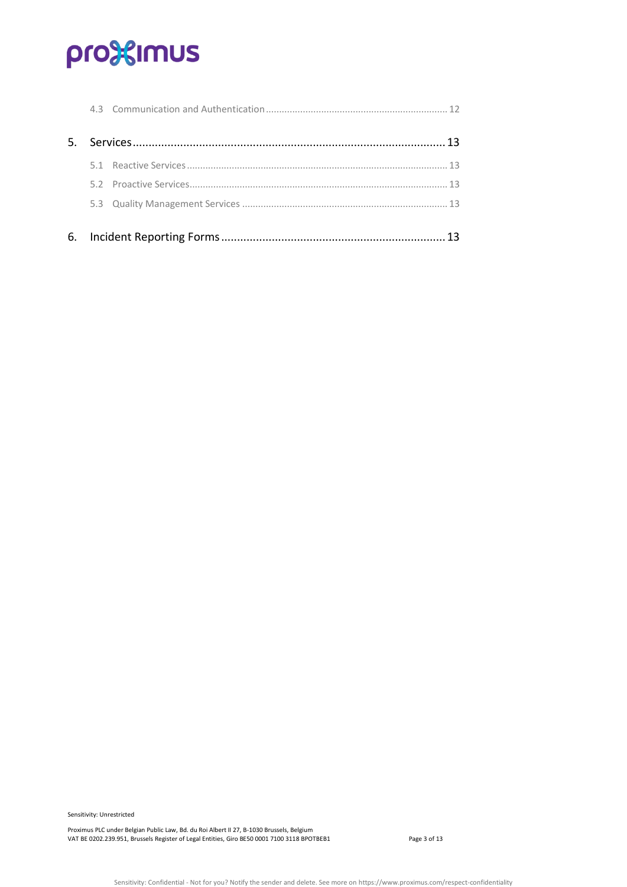- 4.3 Communication and Authentication ..... 12

5. Services ..... 13
   - 5.1 Reactive Services ..... 13
   - 5.2 Proactive Services ..... 13
   - 5.3 Quality Management Services ..... 13

6. Incident Reporting Forms ..... 13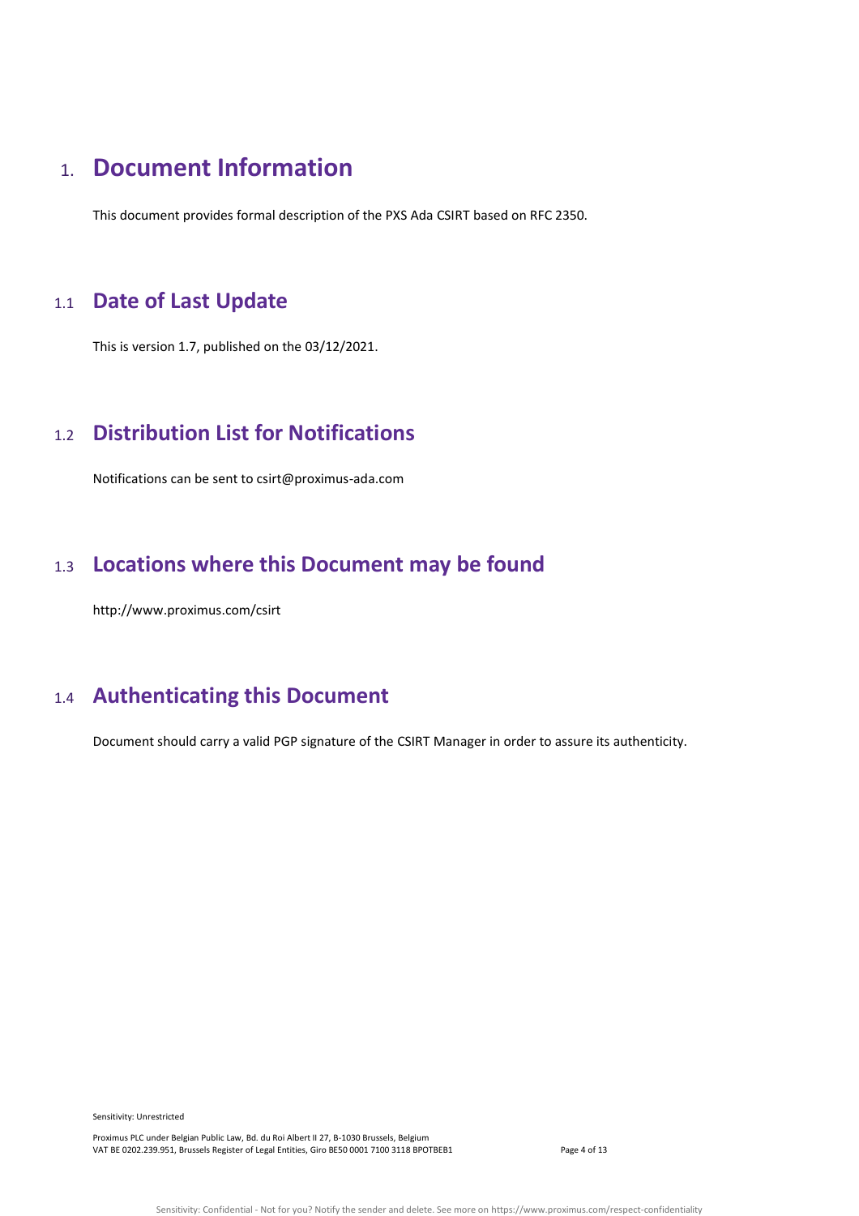# 1. Document Information

This document provides formal description of the PXS Ada CSIRT based on RFC 2350.

## 1.1 Date of Last Update

This is version 1.7, published on the 03/12/2021.

## 1.2 Distribution List for Notifications

Notifications can be sent to csirt@proximus-ada.com

## 1.3 Locations where this Document may be found

http://www.proximus.com/csirt

## 1.4 Authenticating this Document

Document should carry a valid PGP signature of the CSIRT Manager in order to assure its authenticity.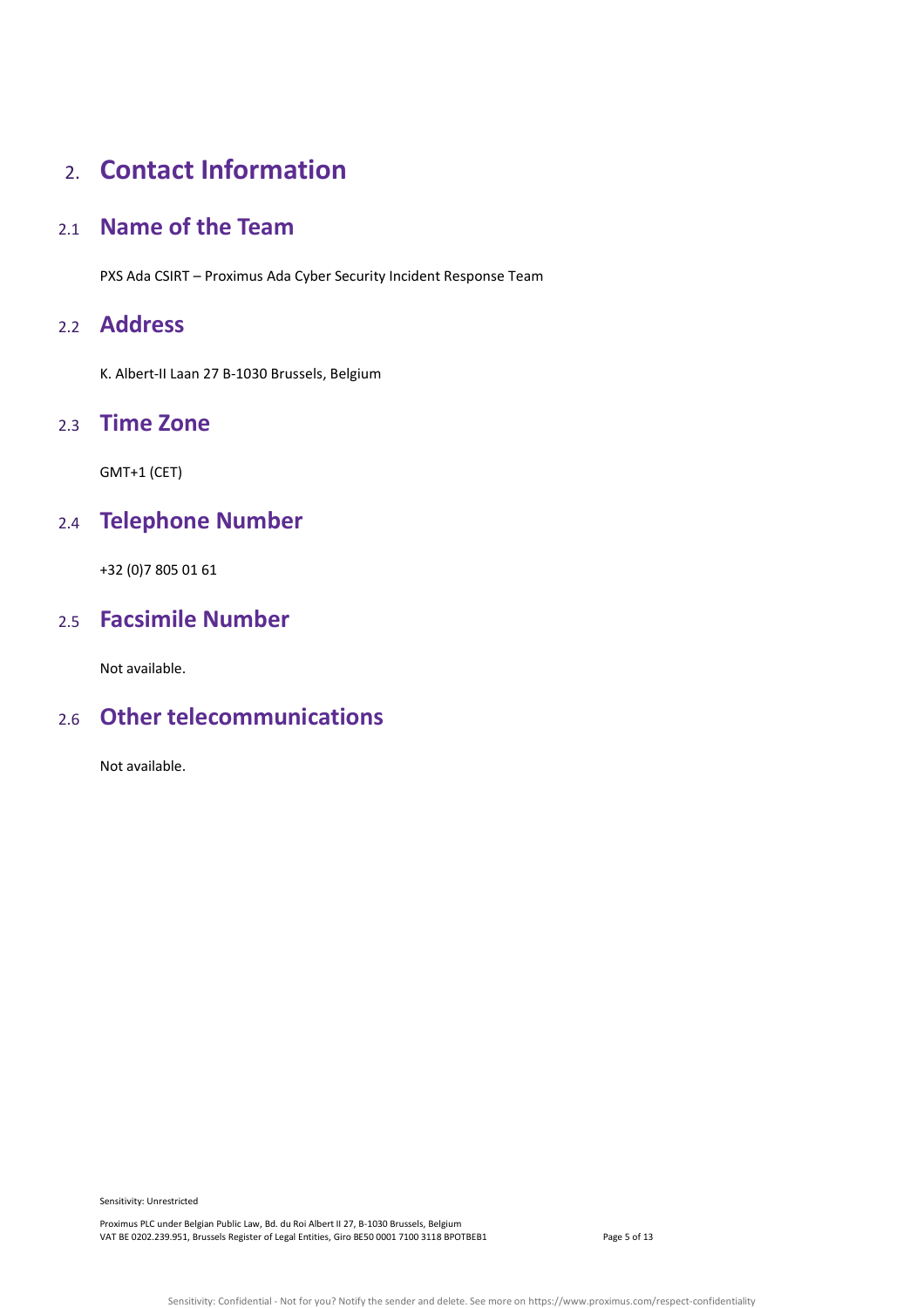# 2. Contact Information

## 2.1 Name of the Team

PXS Ada CSIRT – Proximus Ada Cyber Security Incident Response Team

## 2.2 Address

K. Albert-II Laan 27 B-1030 Brussels, Belgium

## 2.3 Time Zone

GMT+1 (CET)

## 2.4 Telephone Number

+32 (0)7 805 01 61

## 2.5 Facsimile Number

Not available.

## 2.6 Other telecommunications

Not available.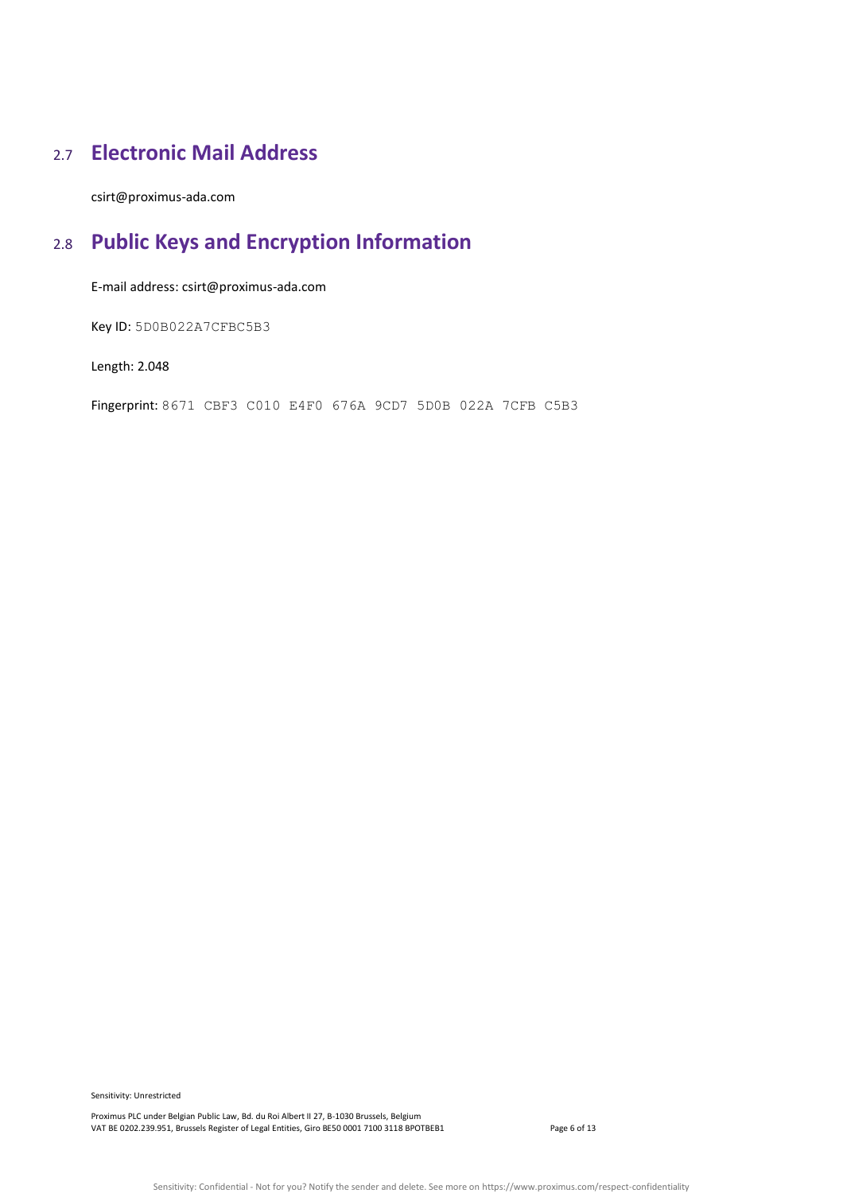## 2.7 Electronic Mail Address

csirt@proximus-ada.com

## 2.8 Public Keys and Encryption Information

E-mail address: csirt@proximus-ada.com

Key ID: 5D0B022A7CFBC5B3

Length: 2.048

Fingerprint: 8671 CBF3 C010 E4F0 676A 9CD7 5D0B 022A 7CFB C5B3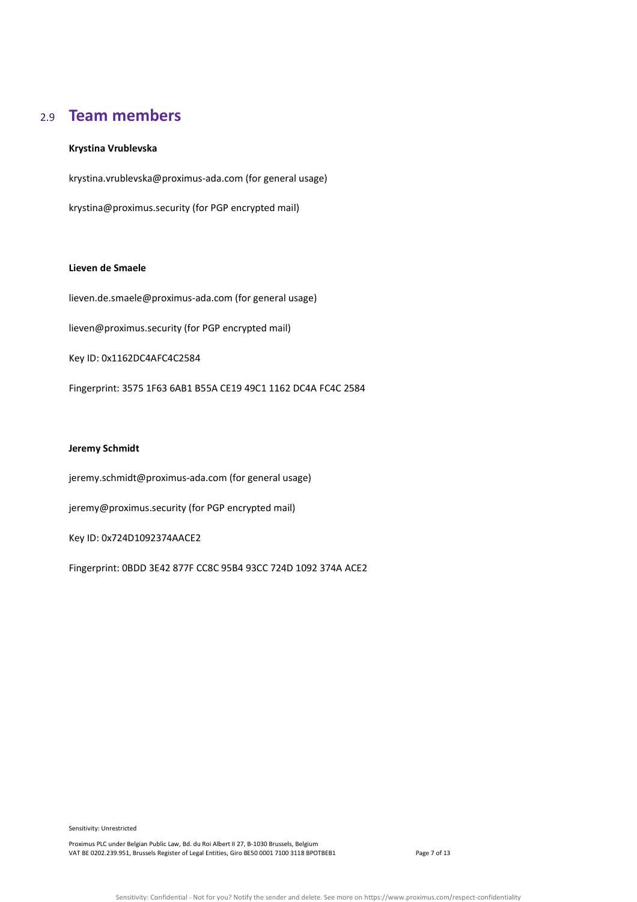## 2.9 Team members

**Krystina Vrublevska**

krystina.vrublevska@proximus-ada.com (for general usage)

krystina@proximus.security (for PGP encrypted mail)

**Lieven de Smaele**

lieven.de.smaele@proximus-ada.com (for general usage)

lieven@proximus.security (for PGP encrypted mail)

Key ID: 0x1162DC4AFC4C2584

Fingerprint: 3575 1F63 6AB1 B55A CE19 49C1 1162 DC4A FC4C 2584

**Jeremy Schmidt**

jeremy.schmidt@proximus-ada.com (for general usage)

jeremy@proximus.security (for PGP encrypted mail)

Key ID: 0x724D1092374AACE2

Fingerprint: 0BDD 3E42 877F CC8C 95B4 93CC 724D 1092 374A ACE2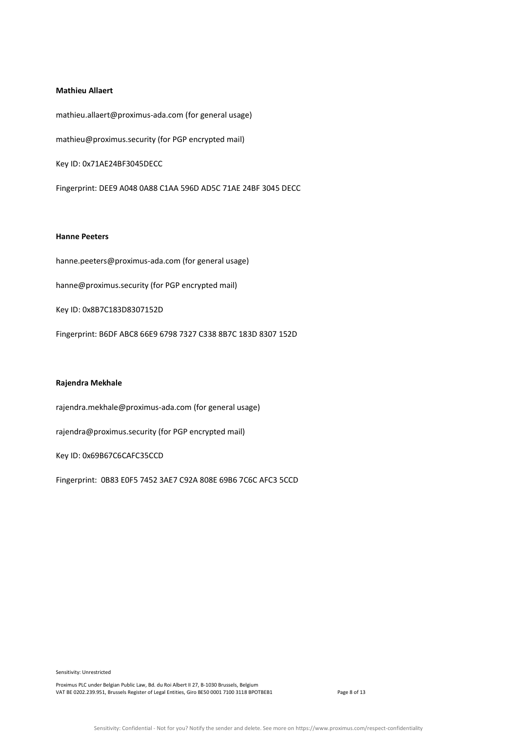**Mathieu Allaert**

mathieu.allaert@proximus-ada.com (for general usage)

mathieu@proximus.security (for PGP encrypted mail)

Key ID: 0x71AE24BF3045DECC

Fingerprint: DEE9 A048 0A88 C1AA 596D AD5C 71AE 24BF 3045 DECC

**Hanne Peeters**

hanne.peeters@proximus-ada.com (for general usage)

hanne@proximus.security (for PGP encrypted mail)

Key ID: 0x8B7C183D8307152D

Fingerprint: B6DF ABC8 66E9 6798 7327 C338 8B7C 183D 8307 152D

**Rajendra Mekhale**

rajendra.mekhale@proximus-ada.com (for general usage)

rajendra@proximus.security (for PGP encrypted mail)

Key ID: 0x69B67C6CAFC35CCD

Fingerprint: 0B83 E0F5 7452 3AE7 C92A 808E 69B6 7C6C AFC3 5CCD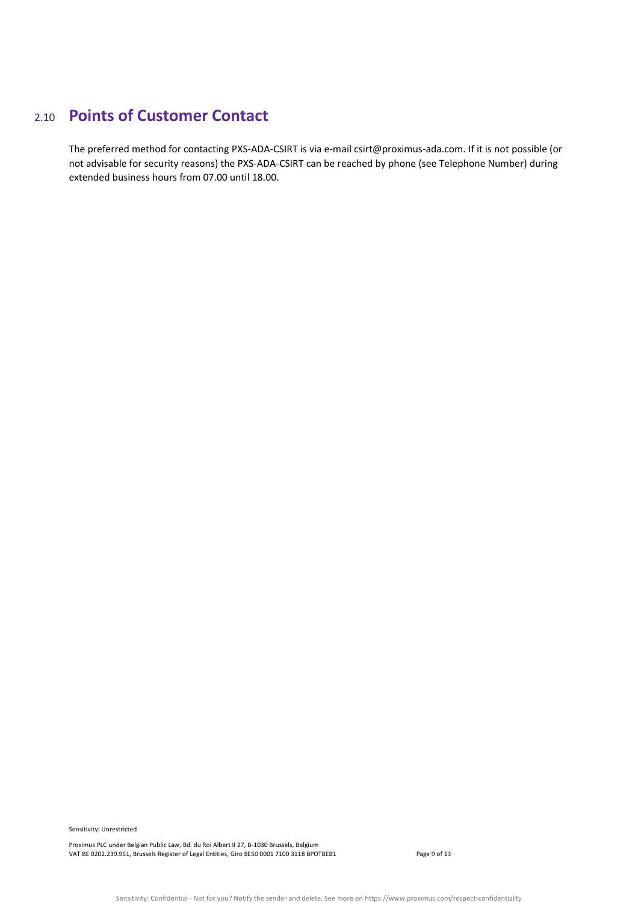## 2.10 Points of Customer Contact

The preferred method for contacting PXS-ADA-CSIRT is via e-mail csirt@proximus-ada.com. If it is not possible (or not advisable for security reasons) the PXS-ADA-CSIRT can be reached by phone (see Telephone Number) during extended business hours from 07.00 until 18.00.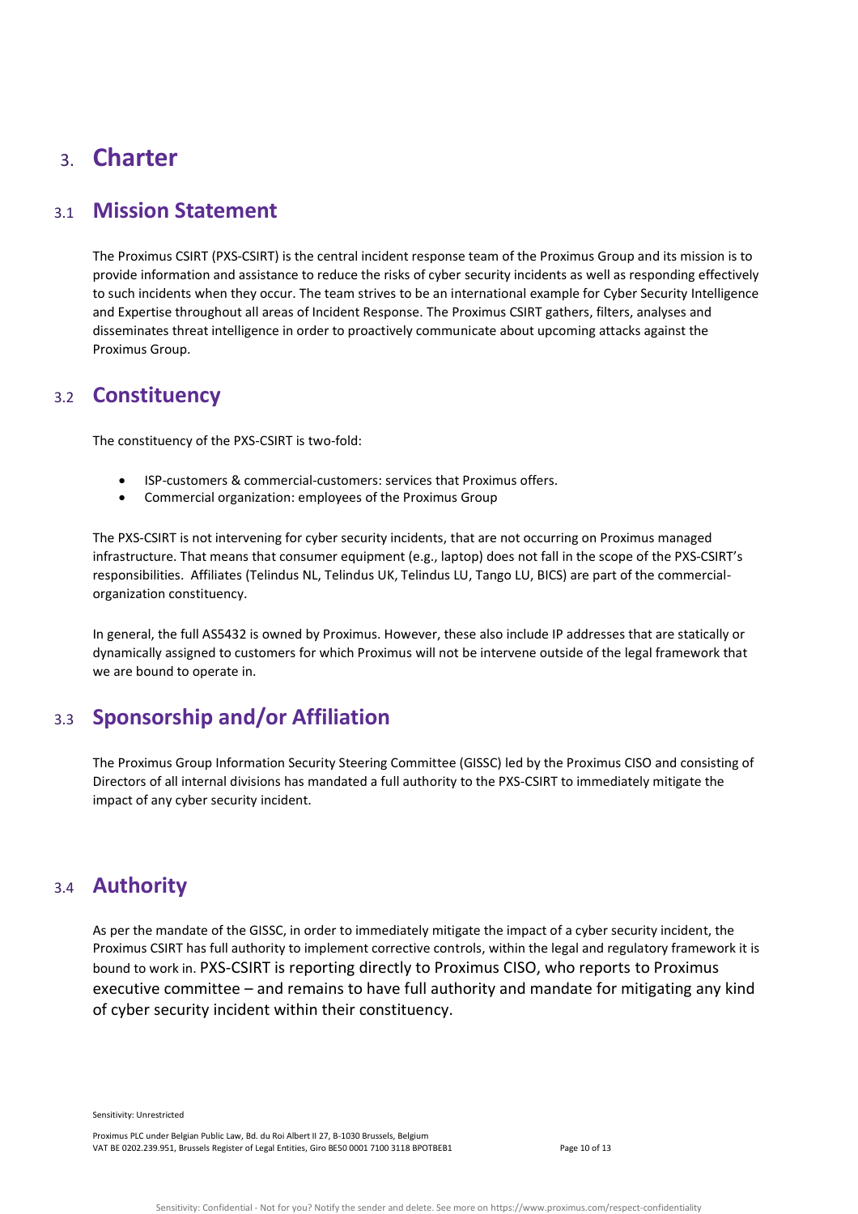# 3. Charter

## 3.1 Mission Statement

The Proximus CSIRT (PXS-CSIRT) is the central incident response team of the Proximus Group and its mission is to provide information and assistance to reduce the risks of cyber security incidents as well as responding effectively to such incidents when they occur. The team strives to be an international example for Cyber Security Intelligence and Expertise throughout all areas of Incident Response. The Proximus CSIRT gathers, filters, analyses and disseminates threat intelligence in order to proactively communicate about upcoming attacks against the Proximus Group.

## 3.2 Constituency

The constituency of the PXS-CSIRT is two-fold:

- ISP-customers & commercial-customers: services that Proximus offers.
- Commercial organization: employees of the Proximus Group

The PXS-CSIRT is not intervening for cyber security incidents, that are not occurring on Proximus managed infrastructure. That means that consumer equipment (e.g., laptop) does not fall in the scope of the PXS-CSIRT's responsibilities. Affiliates (Telindus NL, Telindus UK, Telindus LU, Tango LU, BICS) are part of the commercial-organization constituency.

In general, the full AS5432 is owned by Proximus. However, these also include IP addresses that are statically or dynamically assigned to customers for which Proximus will not be intervene outside of the legal framework that we are bound to operate in.

## 3.3 Sponsorship and/or Affiliation

The Proximus Group Information Security Steering Committee (GISSC) led by the Proximus CISO and consisting of Directors of all internal divisions has mandated a full authority to the PXS-CSIRT to immediately mitigate the impact of any cyber security incident.

## 3.4 Authority

As per the mandate of the GISSC, in order to immediately mitigate the impact of a cyber security incident, the Proximus CSIRT has full authority to implement corrective controls, within the legal and regulatory framework it is bound to work in. PXS-CSIRT is reporting directly to Proximus CISO, who reports to Proximus executive committee – and remains to have full authority and mandate for mitigating any kind of cyber security incident within their constituency.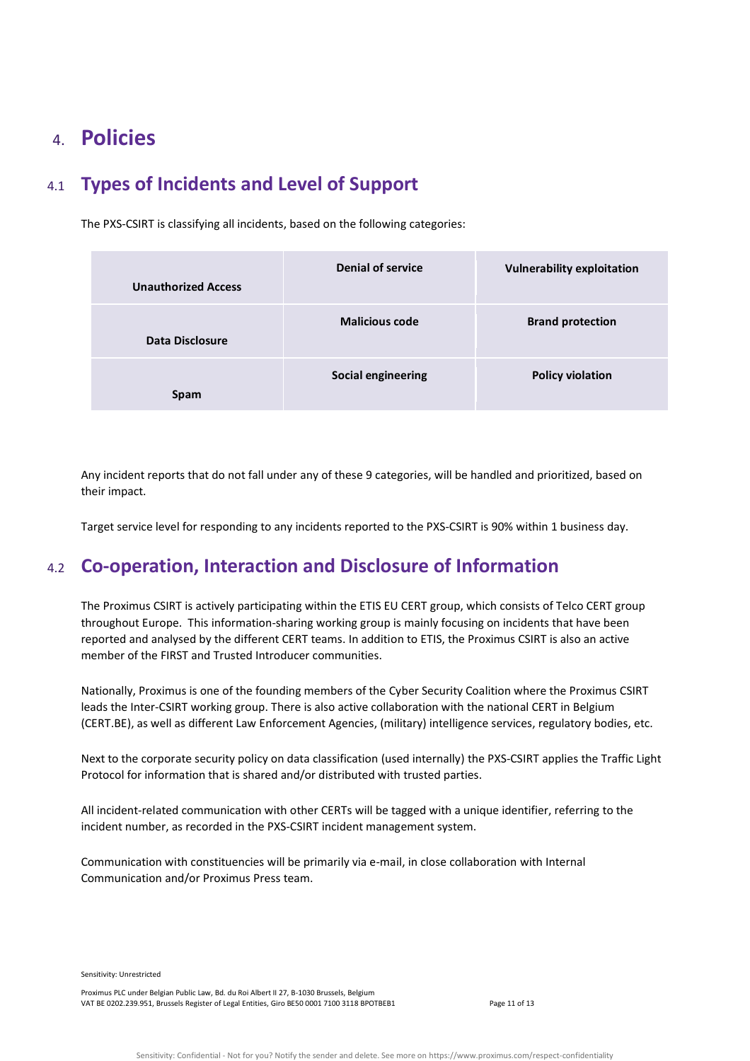# 4. Policies

## 4.1 Types of Incidents and Level of Support

The PXS-CSIRT is classifying all incidents, based on the following categories:

| Unauthorized Access | Denial of service | Vulnerability exploitation |
|---|---|---|
| Data Disclosure | Malicious code | Brand protection |
| Spam | Social engineering | Policy violation |

Any incident reports that do not fall under any of these 9 categories, will be handled and prioritized, based on their impact.

Target service level for responding to any incidents reported to the PXS-CSIRT is 90% within 1 business day.

## 4.2 Co-operation, Interaction and Disclosure of Information

The Proximus CSIRT is actively participating within the ETIS EU CERT group, which consists of Telco CERT group throughout Europe. This information-sharing working group is mainly focusing on incidents that have been reported and analysed by the different CERT teams. In addition to ETIS, the Proximus CSIRT is also an active member of the FIRST and Trusted Introducer communities.

Nationally, Proximus is one of the founding members of the Cyber Security Coalition where the Proximus CSIRT leads the Inter-CSIRT working group. There is also active collaboration with the national CERT in Belgium (CERT.BE), as well as different Law Enforcement Agencies, (military) intelligence services, regulatory bodies, etc.

Next to the corporate security policy on data classification (used internally) the PXS-CSIRT applies the Traffic Light Protocol for information that is shared and/or distributed with trusted parties.

All incident-related communication with other CERTs will be tagged with a unique identifier, referring to the incident number, as recorded in the PXS-CSIRT incident management system.

Communication with constituencies will be primarily via e-mail, in close collaboration with Internal Communication and/or Proximus Press team.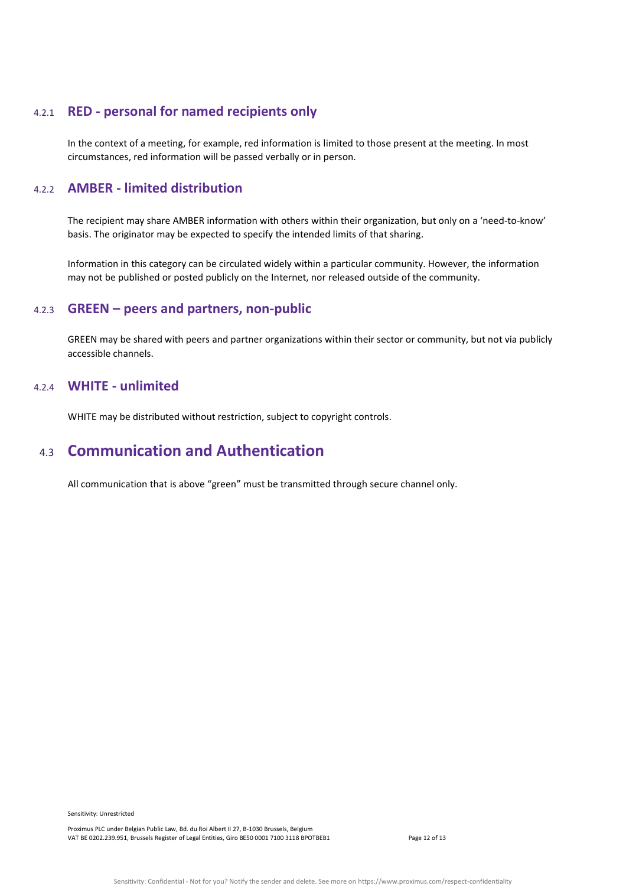### 4.2.1 RED - personal for named recipients only

In the context of a meeting, for example, red information is limited to those present at the meeting. In most circumstances, red information will be passed verbally or in person.

### 4.2.2 AMBER - limited distribution

The recipient may share AMBER information with others within their organization, but only on a 'need-to-know' basis. The originator may be expected to specify the intended limits of that sharing.

Information in this category can be circulated widely within a particular community. However, the information may not be published or posted publicly on the Internet, nor released outside of the community.

### 4.2.3 GREEN – peers and partners, non-public

GREEN may be shared with peers and partner organizations within their sector or community, but not via publicly accessible channels.

### 4.2.4 WHITE - unlimited

WHITE may be distributed without restriction, subject to copyright controls.

## 4.3 Communication and Authentication

All communication that is above "green" must be transmitted through secure channel only.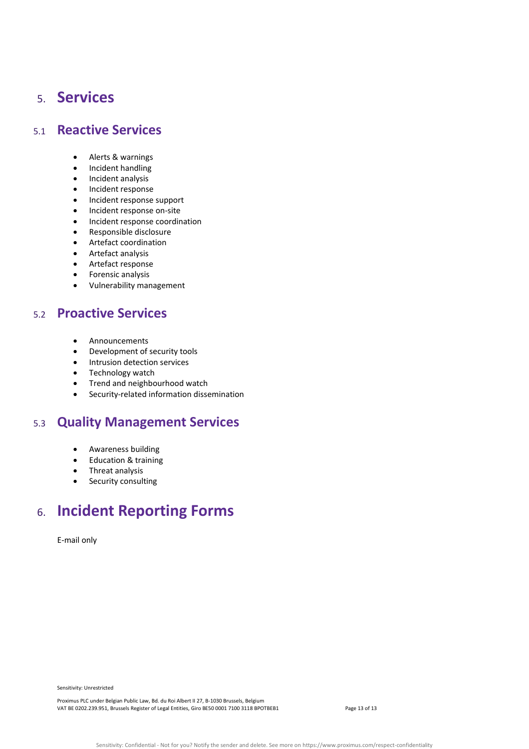# 5. Services

## 5.1 Reactive Services

- Alerts & warnings
- Incident handling
- Incident analysis
- Incident response
- Incident response support
- Incident response on-site
- Incident response coordination
- Responsible disclosure
- Artefact coordination
- Artefact analysis
- Artefact response
- Forensic analysis
- Vulnerability management

## 5.2 Proactive Services

- Announcements
- Development of security tools
- Intrusion detection services
- Technology watch
- Trend and neighbourhood watch
- Security-related information dissemination

## 5.3 Quality Management Services

- Awareness building
- Education & training
- Threat analysis
- Security consulting

# 6. Incident Reporting Forms

E-mail only